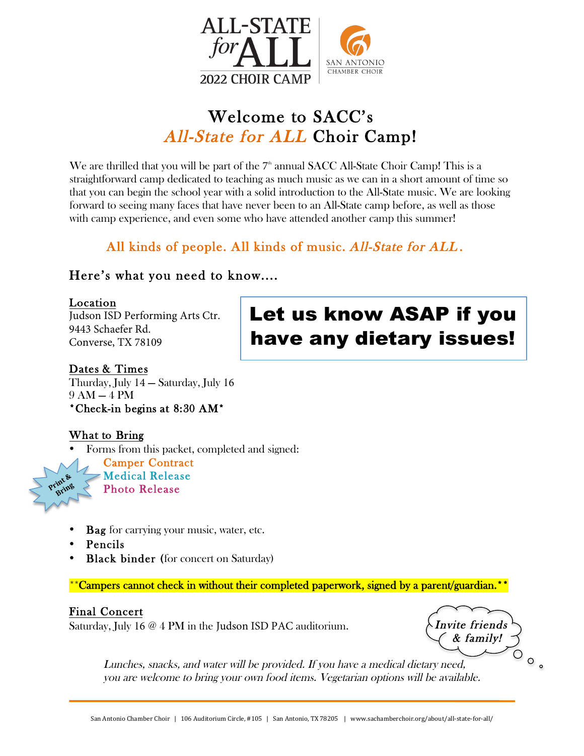ALL-STATE *for* ALL
2022 CHOIR CAMP

SAN ANTONIO CHAMBER CHOIR

# Welcome to SACC's *All-State for ALL* Choir Camp!

We are thrilled that you will be part of the 7th annual SACC All-State Choir Camp! This is a straightforward camp dedicated to teaching as much music as we can in a short amount of time so that you can begin the school year with a solid introduction to the All-State music. We are looking forward to seeing many faces that have never been to an All-State camp before, as well as those with camp experience, and even some who have attended another camp this summer!

All kinds of people. All kinds of music. *All-State for ALL*.

## Here's what you need to know....

**Let us know ASAP if you have any dietary issues!**

**Location**
Judson ISD Performing Arts Ctr.
9443 Schaefer Rd.
Converse, TX 78109

**Dates & Times**
Thursday, July 14 – Saturday, July 16
9 AM – 4 PM
**\*Check-in begins at 8:30 AM\***

**What to Bring**

- Forms from this packet, completed and signed:
  - Camper Contract
  - Medical Release
  - Photo Release

Print & Bring

- **Bag** for carrying your music, water, etc.
- **Pencils**
- **Black binder** (for concert on Saturday)

\*\*Campers cannot check in without their completed paperwork, signed by a parent/guardian.\*\*

**Final Concert**
Saturday, July 16 @ 4 PM in the Judson ISD PAC auditorium.

*Invite friends & family!*

*Lunches, snacks, and water will be provided. If you have a medical dietary need, you are welcome to bring your own food items. Vegetarian options will be available.*

San Antonio Chamber Choir | 106 Auditorium Circle, #105 | San Antonio, TX 78205 | www.sachamberchoir.org/about/all-state-for-all/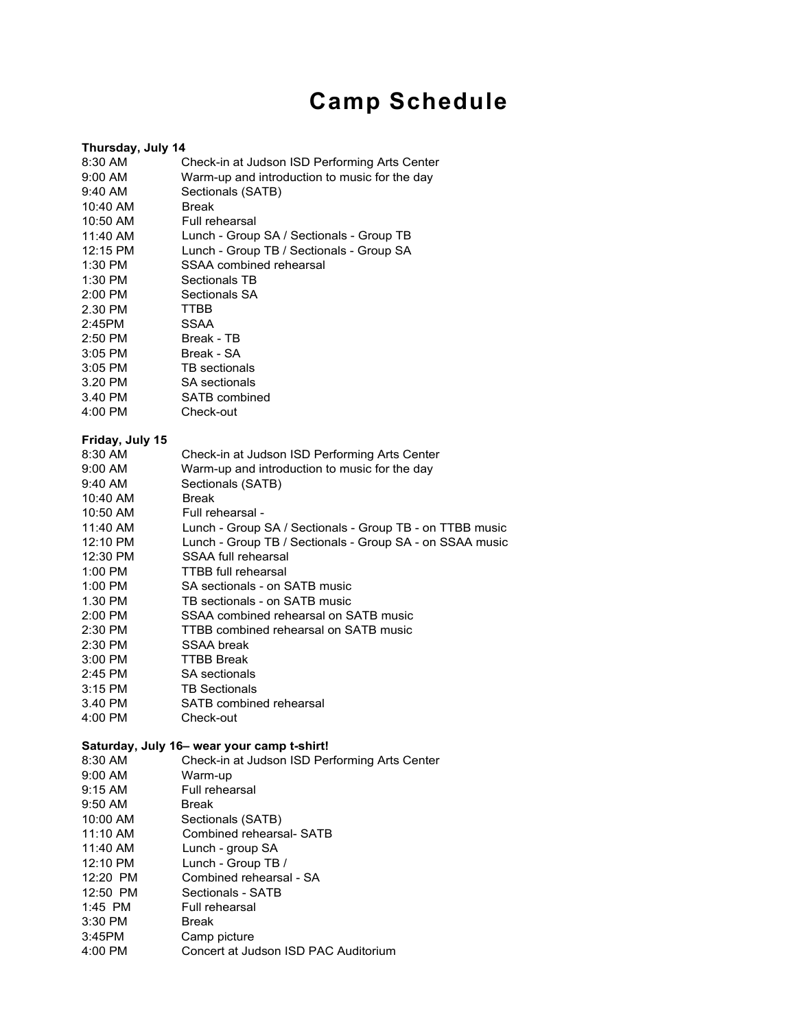# Camp Schedule

**Thursday, July 14**

| | |
|---|---|
| 8:30 AM | Check-in at Judson ISD Performing Arts Center |
| 9:00 AM | Warm-up and introduction to music for the day |
| 9:40 AM | Sectionals (SATB) |
| 10:40 AM | Break |
| 10:50 AM | Full rehearsal |
| 11:40 AM | Lunch - Group SA / Sectionals - Group TB |
| 12:15 PM | Lunch - Group TB / Sectionals - Group SA |
| 1:30 PM | SSAA combined rehearsal |
| 1:30 PM | Sectionals TB |
| 2:00 PM | Sectionals SA |
| 2.30 PM | TTBB |
| 2:45PM | SSAA |
| 2:50 PM | Break - TB |
| 3:05 PM | Break - SA |
| 3:05 PM | TB sectionals |
| 3.20 PM | SA sectionals |
| 3.40 PM | SATB combined |
| 4:00 PM | Check-out |

**Friday, July 15**

| | |
|---|---|
| 8:30 AM | Check-in at Judson ISD Performing Arts Center |
| 9:00 AM | Warm-up and introduction to music for the day |
| 9:40 AM | Sectionals (SATB) |
| 10:40 AM | Break |
| 10:50 AM | Full rehearsal - |
| 11:40 AM | Lunch - Group SA / Sectionals - Group TB - on TTBB music |
| 12:10 PM | Lunch - Group TB / Sectionals - Group SA - on SSAA music |
| 12:30 PM | SSAA full rehearsal |
| 1:00 PM | TTBB full rehearsal |
| 1:00 PM | SA sectionals - on SATB music |
| 1.30 PM | TB sectionals - on SATB music |
| 2:00 PM | SSAA combined rehearsal on SATB music |
| 2:30 PM | TTBB combined rehearsal on SATB music |
| 2:30 PM | SSAA break |
| 3:00 PM | TTBB Break |
| 2:45 PM | SA sectionals |
| 3:15 PM | TB Sectionals |
| 3.40 PM | SATB combined rehearsal |
| 4:00 PM | Check-out |

**Saturday, July 16– wear your camp t-shirt!**

| | |
|---|---|
| 8:30 AM | Check-in at Judson ISD Performing Arts Center |
| 9:00 AM | Warm-up |
| 9:15 AM | Full rehearsal |
| 9:50 AM | Break |
| 10:00 AM | Sectionals (SATB) |
| 11:10 AM | Combined rehearsal- SATB |
| 11:40 AM | Lunch - group SA |
| 12:10 PM | Lunch - Group TB / |
| 12:20 PM | Combined rehearsal - SA |
| 12:50 PM | Sectionals - SATB |
| 1:45 PM | Full rehearsal |
| 3:30 PM | Break |
| 3:45PM | Camp picture |
| 4:00 PM | Concert at Judson ISD PAC Auditorium |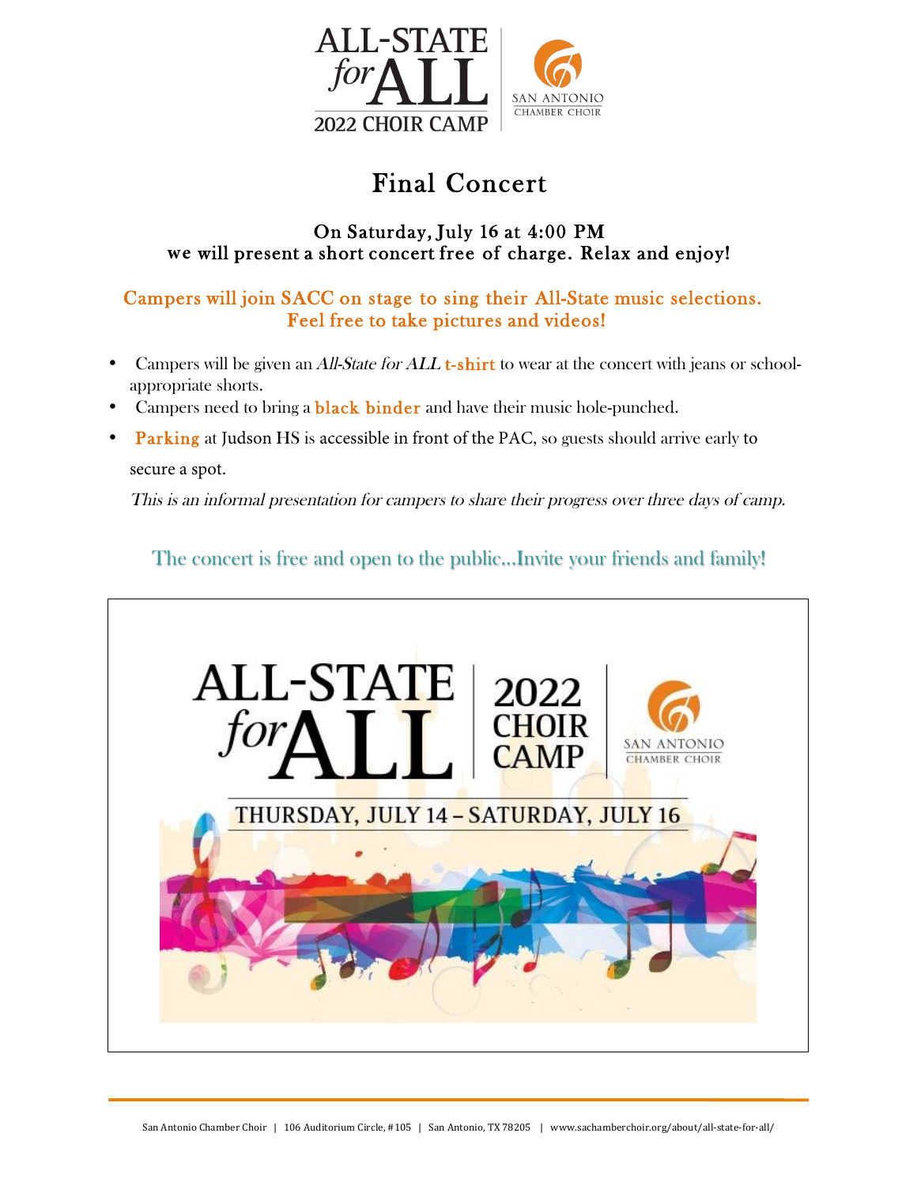ALL-STATE *for* ALL 2022 CHOIR CAMP | SAN ANTONIO CHAMBER CHOIR

# Final Concert

**On Saturday, July 16 at 4:00 PM**
**we will present a short concert free of charge. Relax and enjoy!**

**Campers will join SACC on stage to sing their All-State music selections.**
**Feel free to take pictures and videos!**

- Campers will be given an *All-State for ALL* **t-shirt** to wear at the concert with jeans or school-appropriate shorts.
- Campers need to bring a **black binder** and have their music hole-punched.
- **Parking** at Judson HS is accessible in front of the PAC, so guests should arrive early to secure a spot.

*This is an informal presentation for campers to share their progress over three days of camp.*

The concert is free and open to the public...Invite your friends and family!

ALL-STATE *for* ALL | 2022 CHOIR CAMP | SAN ANTONIO CHAMBER CHOIR

THURSDAY, JULY 14 – SATURDAY, JULY 16

San Antonio Chamber Choir | 106 Auditorium Circle, #105 | San Antonio, TX 78205 | www.sachamberchoir.org/about/all-state-for-all/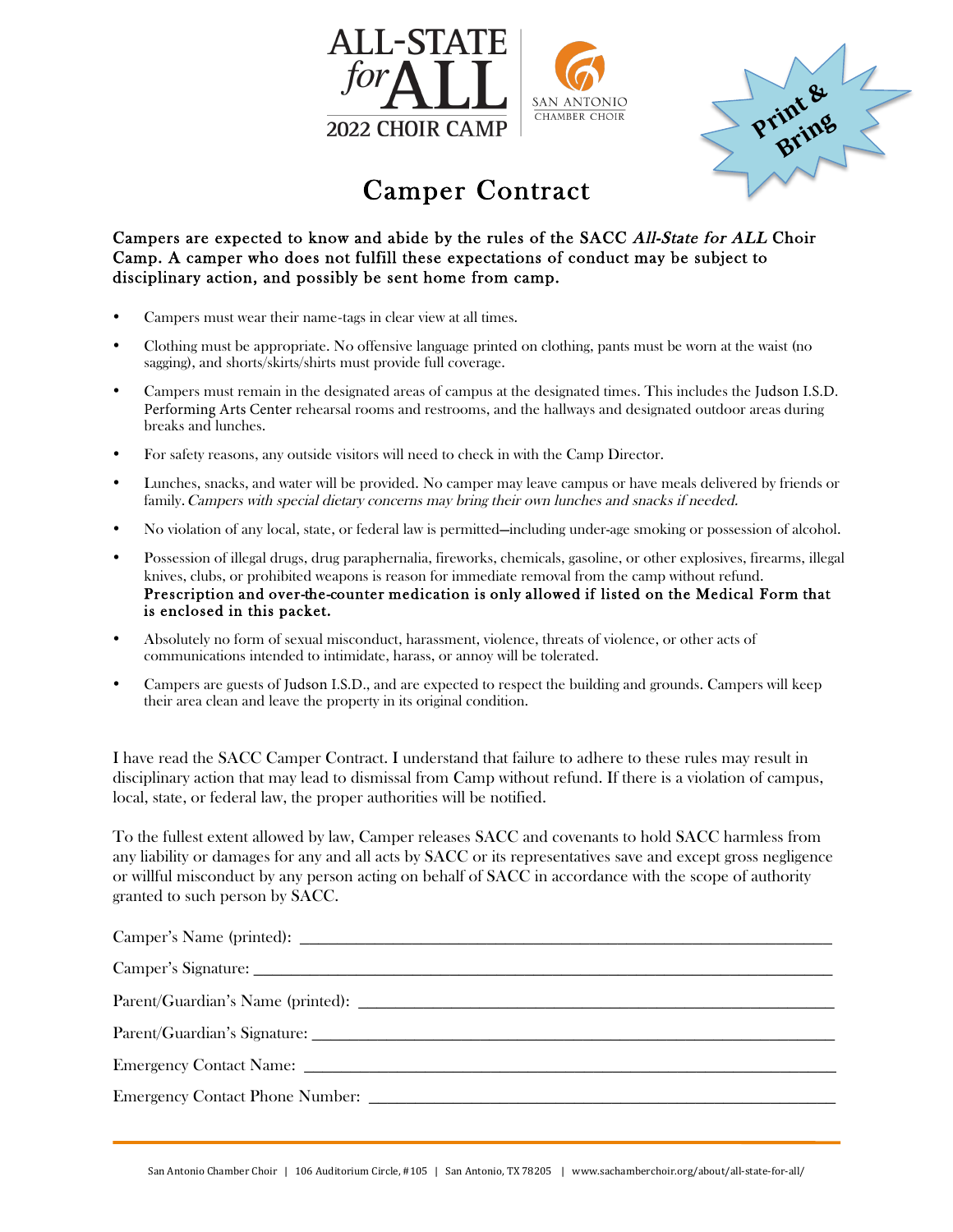ALL-STATE *for* ALL
2022 CHOIR CAMP

SAN ANTONIO CHAMBER CHOIR

**Print & Bring**

# Camper Contract

**Campers are expected to know and abide by the rules of the SACC *All-State for ALL* Choir Camp. A camper who does not fulfill these expectations of conduct may be subject to disciplinary action, and possibly be sent home from camp.**

- Campers must wear their name-tags in clear view at all times.
- Clothing must be appropriate. No offensive language printed on clothing, pants must be worn at the waist (no sagging), and shorts/skirts/shirts must provide full coverage.
- Campers must remain in the designated areas of campus at the designated times. This includes the Judson I.S.D. Performing Arts Center rehearsal rooms and restrooms, and the hallways and designated outdoor areas during breaks and lunches.
- For safety reasons, any outside visitors will need to check in with the Camp Director.
- Lunches, snacks, and water will be provided. No camper may leave campus or have meals delivered by friends or family. *Campers with special dietary concerns may bring their own lunches and snacks if needed.*
- No violation of any local, state, or federal law is permitted—including under-age smoking or possession of alcohol.
- Possession of illegal drugs, drug paraphernalia, fireworks, chemicals, gasoline, or other explosives, firearms, illegal knives, clubs, or prohibited weapons is reason for immediate removal from the camp without refund. **Prescription and over-the-counter medication is only allowed if listed on the Medical Form that is enclosed in this packet.**
- Absolutely no form of sexual misconduct, harassment, violence, threats of violence, or other acts of communications intended to intimidate, harass, or annoy will be tolerated.
- Campers are guests of Judson I.S.D., and are expected to respect the building and grounds. Campers will keep their area clean and leave the property in its original condition.

I have read the SACC Camper Contract. I understand that failure to adhere to these rules may result in disciplinary action that may lead to dismissal from Camp without refund. If there is a violation of campus, local, state, or federal law, the proper authorities will be notified.

To the fullest extent allowed by law, Camper releases SACC and covenants to hold SACC harmless from any liability or damages for any and all acts by SACC or its representatives save and except gross negligence or willful misconduct by any person acting on behalf of SACC in accordance with the scope of authority granted to such person by SACC.

Camper's Name (printed): ______________________________

Camper's Signature: ______________________________

Parent/Guardian's Name (printed): ______________________________

Parent/Guardian's Signature: ______________________________

Emergency Contact Name: ______________________________

Emergency Contact Phone Number: ______________________________

San Antonio Chamber Choir | 106 Auditorium Circle, #105 | San Antonio, TX 78205 | www.sachamberchoir.org/about/all-state-for-all/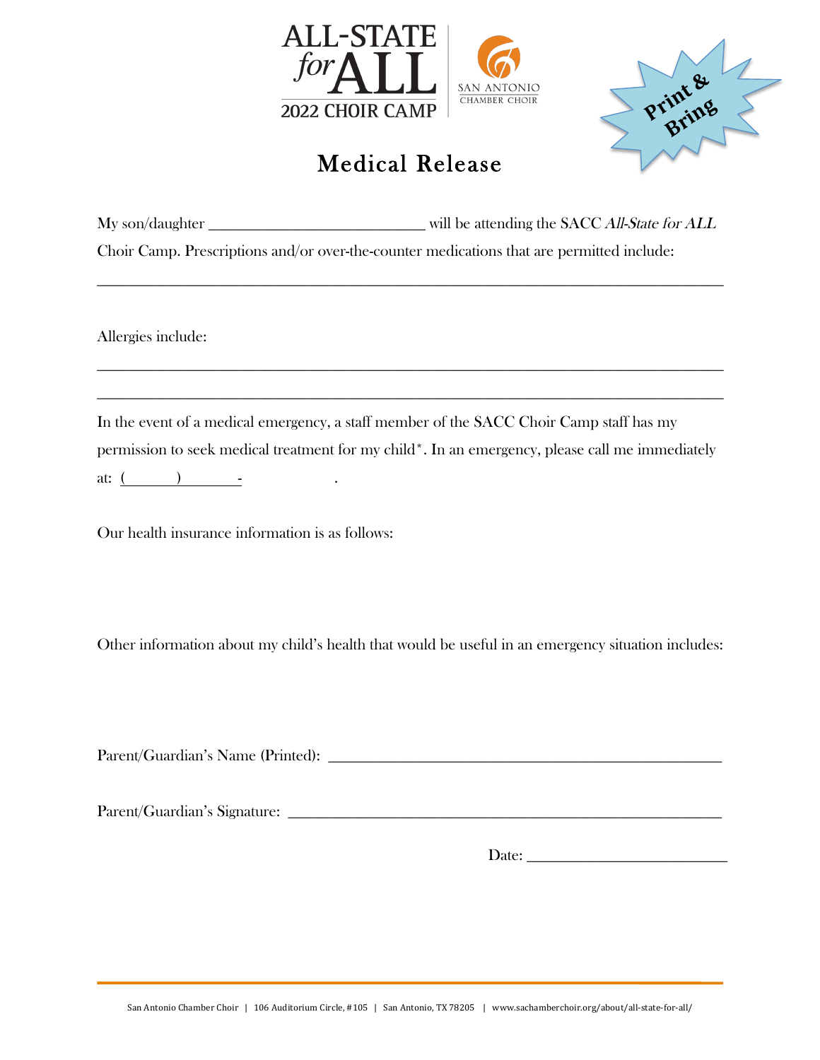ALL-STATE *for* ALL
2022 CHOIR CAMP

SAN ANTONIO CHAMBER CHOIR

Print & Bring

# Medical Release

My son/daughter ______________________________ will be attending the SACC *All-State for ALL* Choir Camp. Prescriptions and/or over-the-counter medications that are permitted include:

________________________________________________________________________________

Allergies include:

________________________________________________________________________________

________________________________________________________________________________

In the event of a medical emergency, a staff member of the SACC Choir Camp staff has my permission to seek medical treatment for my child*. In an emergency, please call me immediately at: (        )        -                .

Our health insurance information is as follows:

Other information about my child's health that would be useful in an emergency situation includes:

Parent/Guardian's Name (Printed): ____________________________________________________

Parent/Guardian's Signature: ________________________________________________________

Date: __________________________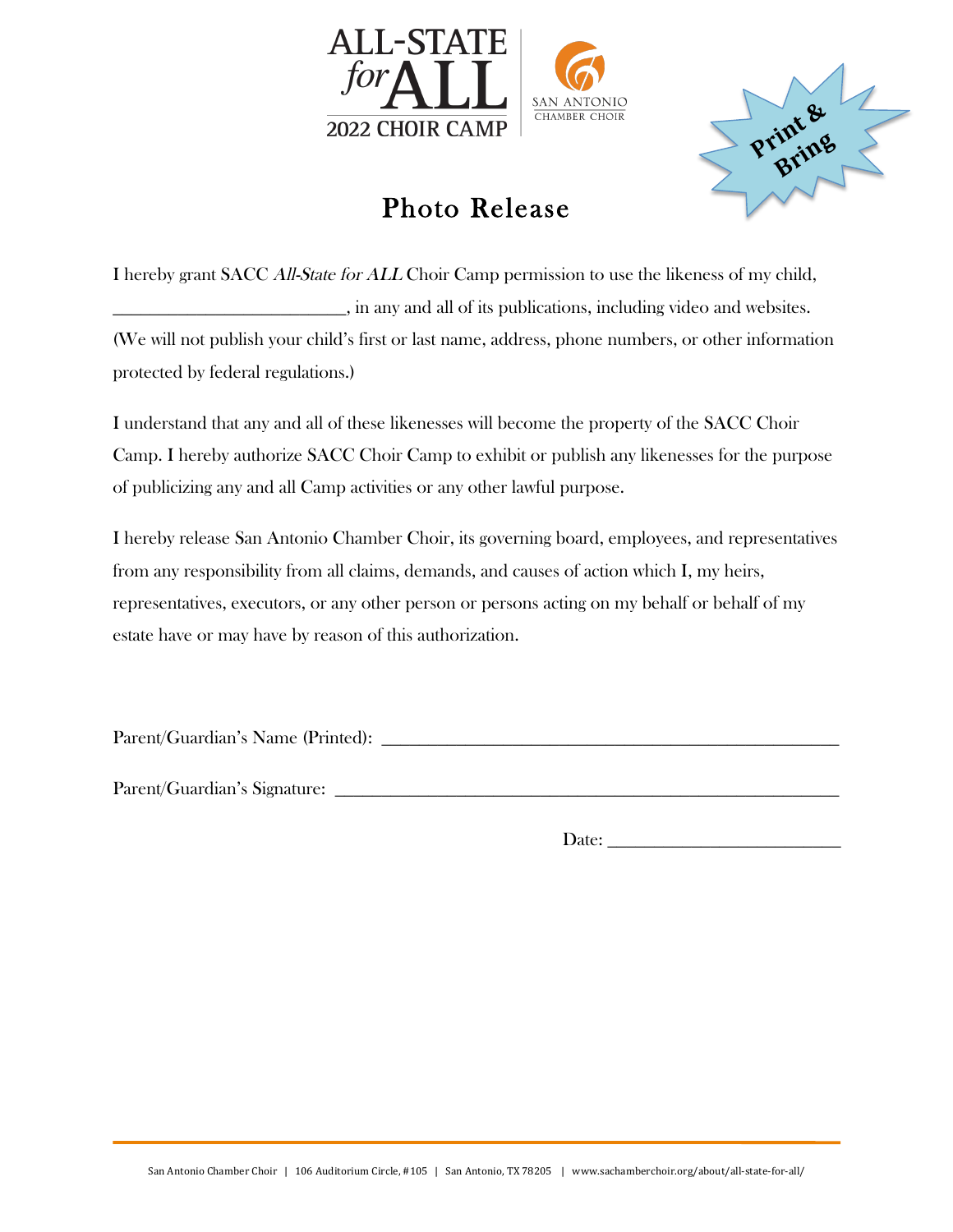ALL-STATE *for* ALL
2022 CHOIR CAMP

SAN ANTONIO CHAMBER CHOIR

**Print & Bring**

# Photo Release

I hereby grant SACC *All-State for ALL* Choir Camp permission to use the likeness of my child, ___________________________, in any and all of its publications, including video and websites. (We will not publish your child's first or last name, address, phone numbers, or other information protected by federal regulations.)

I understand that any and all of these likenesses will become the property of the SACC Choir Camp. I hereby authorize SACC Choir Camp to exhibit or publish any likenesses for the purpose of publicizing any and all Camp activities or any other lawful purpose.

I hereby release San Antonio Chamber Choir, its governing board, employees, and representatives from any responsibility from all claims, demands, and causes of action which I, my heirs, representatives, executors, or any other person or persons acting on my behalf or behalf of my estate have or may have by reason of this authorization.

Parent/Guardian's Name (Printed): _______________________________________________

Parent/Guardian's Signature: ___________________________________________________

Date: ___________________________

San Antonio Chamber Choir | 106 Auditorium Circle, #105 | San Antonio, TX 78205 | www.sachamberchoir.org/about/all-state-for-all/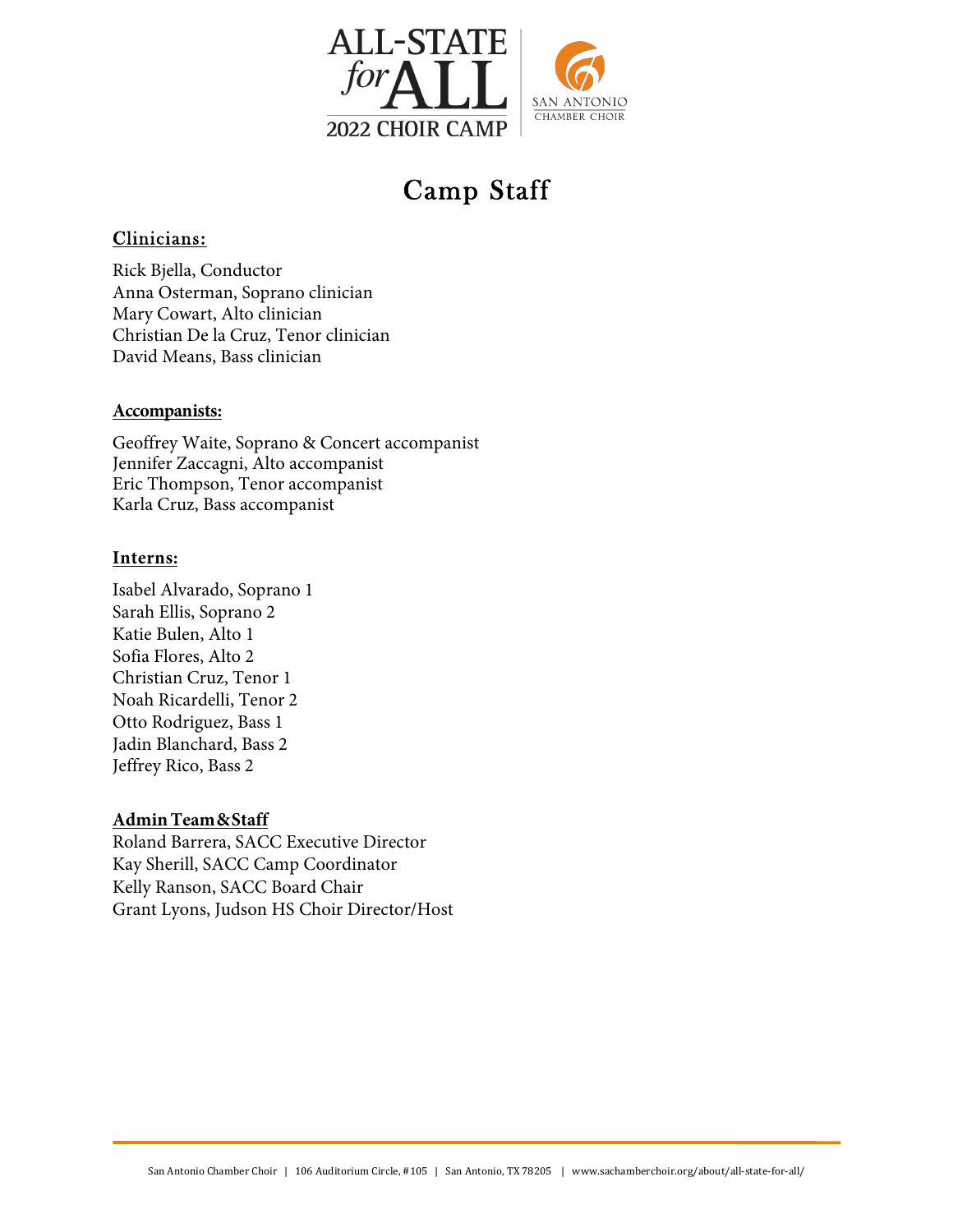ALL-STATE *for* ALL
2022 CHOIR CAMP

SAN ANTONIO CHAMBER CHOIR

# Camp Staff

## Clinicians:

Rick Bjella, Conductor
Anna Osterman, Soprano clinician
Mary Cowart, Alto clinician
Christian De la Cruz, Tenor clinician
David Means, Bass clinician

## Accompanists:

Geoffrey Waite, Soprano & Concert accompanist
Jennifer Zaccagni, Alto accompanist
Eric Thompson, Tenor accompanist
Karla Cruz, Bass accompanist

## Interns:

Isabel Alvarado, Soprano 1
Sarah Ellis, Soprano 2
Katie Bulen, Alto 1
Sofia Flores, Alto 2
Christian Cruz, Tenor 1
Noah Ricardelli, Tenor 2
Otto Rodriguez, Bass 1
Jadin Blanchard, Bass 2
Jeffrey Rico, Bass 2

## Admin Team & Staff

Roland Barrera, SACC Executive Director
Kay Sherill, SACC Camp Coordinator
Kelly Ranson, SACC Board Chair
Grant Lyons, Judson HS Choir Director/Host

San Antonio Chamber Choir | 106 Auditorium Circle, #105 | San Antonio, TX 78205 | www.sachamberchoir.org/about/all-state-for-all/